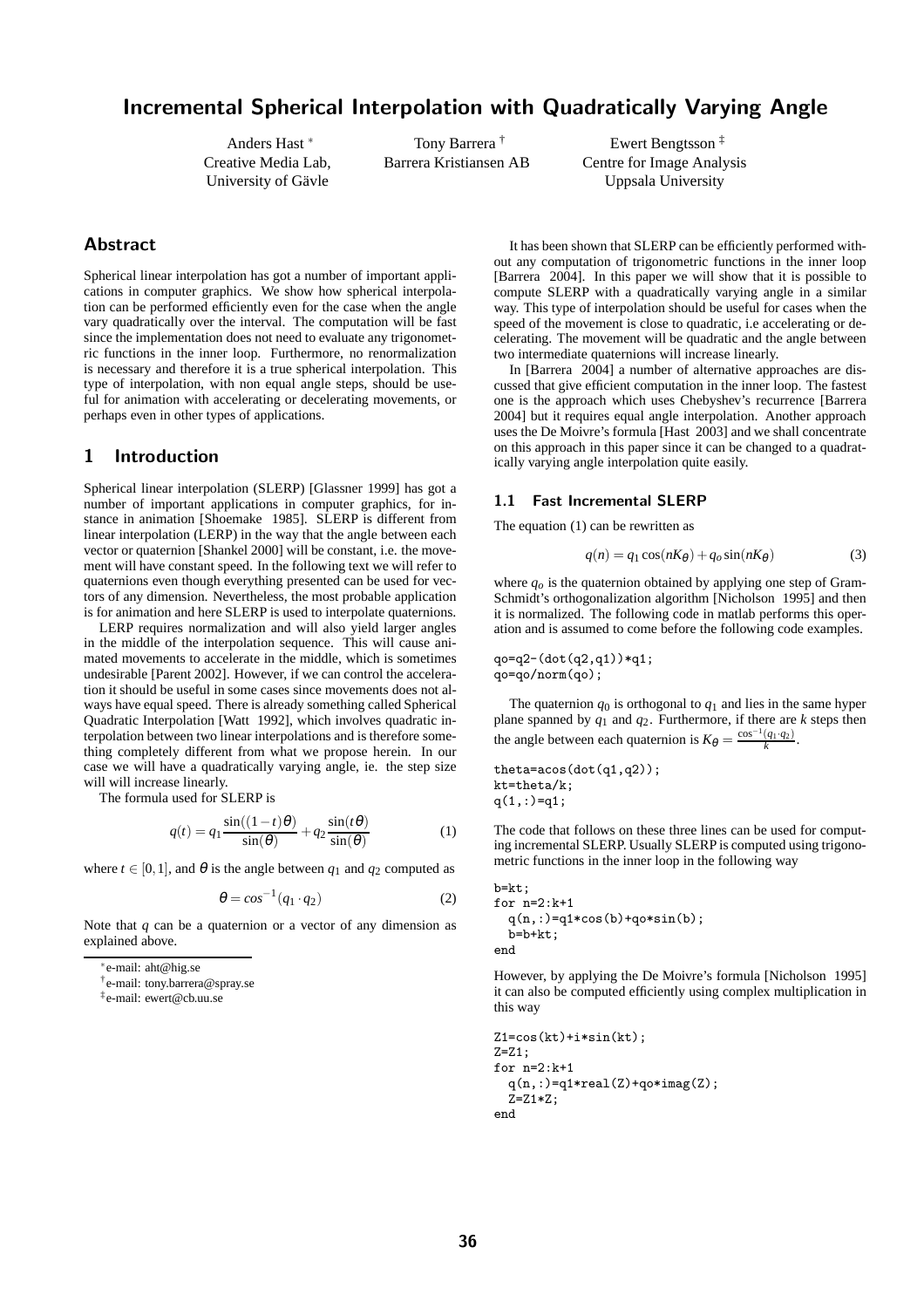# Incremental Spherical Interpolation with Quadratically Varying Angle

Anders Hast [*]
Creative Media Lab,
University of Gävle

Tony Barrera [†]
Barrera Kristiansen AB

Ewert Bengtsson [‡]
Centre for Image Analysis
Uppsala University

## Abstract

Spherical linear interpolation has got a number of important applications in computer graphics. We show how spherical interpolation can be performed efficiently even for the case when the angle vary quadratically over the interval. The computation will be fast since the implementation does not need to evaluate any trigonometric functions in the inner loop. Furthermore, no renormalization is necessary and therefore it is a true spherical interpolation. This type of interpolation, with non equal angle steps, should be useful for animation with accelerating or decelerating movements, or perhaps even in other types of applications.

## 1 Introduction

Spherical linear interpolation (SLERP) [Glassner 1999] has got a number of important applications in computer graphics, for instance in animation [Shoemake 1985]. SLERP is different from linear interpolation (LERP) in the way that the angle between each vector or quaternion [Shankel 2000] will be constant, i.e. the movement will have constant speed. In the following text we will refer to quaternions even though everything presented can be used for vectors of any dimension. Nevertheless, the most probable application is for animation and here SLERP is used to interpolate quaternions.

LERP requires normalization and will also yield larger angles in the middle of the interpolation sequence. This will cause animated movements to accelerate in the middle, which is sometimes undesirable [Parent 2002]. However, if we can control the acceleration it should be useful in some cases since movements does not always have equal speed. There is already something called Spherical Quadratic Interpolation [Watt 1992], which involves quadratic interpolation between two linear interpolations and is therefore something completely different from what we propose herein. In our case we will have a quadratically varying angle, ie. the step size will will increase linearly.

The formula used for SLERP is

$$q(t) = q_1 \frac{\sin((1-t)\theta)}{\sin(\theta)} + q_2 \frac{\sin(t\theta)}{\sin(\theta)} \tag{1}$$

where $t \in [0,1]$, and $\theta$ is the angle between $q_1$ and $q_2$ computed as

$$\theta = cos^{-1}(q_1 \cdot q_2) \tag{2}$$

Note that $q$ can be a quaternion or a vector of any dimension as explained above.

[*] e-mail: aht@hig.se
[†] e-mail: tony.barrera@spray.se
[‡] e-mail: ewert@cb.uu.se

It has been shown that SLERP can be efficiently performed without any computation of trigonometric functions in the inner loop [Barrera 2004]. In this paper we will show that it is possible to compute SLERP with a quadratically varying angle in a similar way. This type of interpolation should be useful for cases when the speed of the movement is close to quadratic, i.e accelerating or decelerating. The movement will be quadratic and the angle between two intermediate quaternions will increase linearly.

In [Barrera 2004] a number of alternative approaches are discussed that give efficient computation in the inner loop. The fastest one is the approach which uses Chebyshev's recurrence [Barrera 2004] but it requires equal angle interpolation. Another approach uses the De Moivre's formula [Hast 2003] and we shall concentrate on this approach in this paper since it can be changed to a quadratically varying angle interpolation quite easily.

### 1.1 Fast Incremental SLERP

The equation (1) can be rewritten as

$$q(n) = q_1 \cos(nK_\theta) + q_o \sin(nK_\theta) \tag{3}$$

where $q_o$ is the quaternion obtained by applying one step of Gram-Schmidt's orthogonalization algorithm [Nicholson 1995] and then it is normalized. The following code in matlab performs this operation and is assumed to come before the following code examples.

```
qo=q2-(dot(q2,q1))*q1;
qo=qo/norm(qo);
```

The quaternion $q_0$ is orthogonal to $q_1$ and lies in the same hyper plane spanned by $q_1$ and $q_2$. Furthermore, if there are $k$ steps then the angle between each quaternion is $K_\theta = \frac{\cos^{-1}(q_1 \cdot q_2)}{k}$.

```
theta=acos(dot(q1,q2));
kt=theta/k;
q(1,:)=q1;
```

The code that follows on these three lines can be used for computing incremental SLERP. Usually SLERP is computed using trigonometric functions in the inner loop in the following way

```
b=kt;
for n=2:k+1
  q(n,:)=q1*cos(b)+qo*sin(b);
  b=b+kt;
end
```

However, by applying the De Moivre's formula [Nicholson 1995] it can also be computed efficiently using complex multiplication in this way

```
Z1=cos(kt)+i*sin(kt);
Z=Z1;
for n=2:k+1
  q(n,:)=q1*real(Z)+qo*imag(Z);
  Z=Z1*Z;
end
```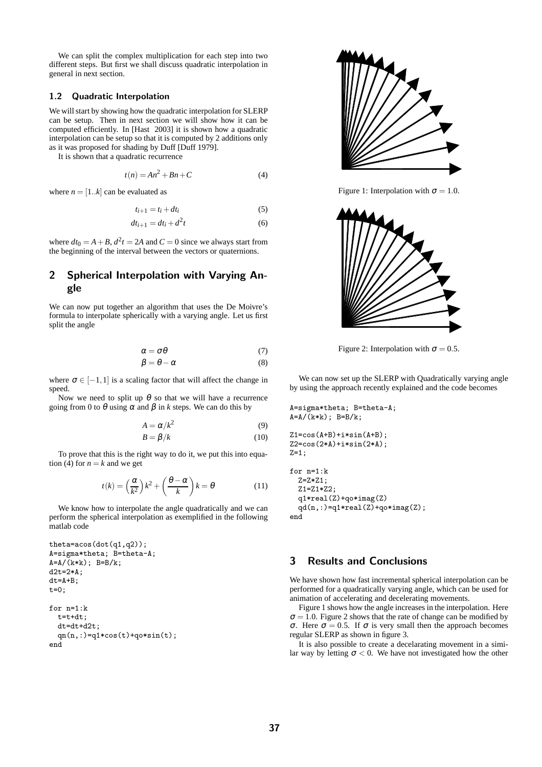We can split the complex multiplication for each step into two different steps. But first we shall discuss quadratic interpolation in general in next section.

### 1.2 Quadratic Interpolation

We will start by showing how the quadratic interpolation for SLERP can be setup. Then in next section we will show how it can be computed efficiently. In [Hast 2003] it is shown how a quadratic interpolation can be setup so that it is computed by 2 additions only as it was proposed for shading by Duff [Duff 1979].

It is shown that a quadratic recurrence

$$t(n) = An^2 + Bn + C \tag{4}$$

where $n = [1..k]$ can be evaluated as

$$t_{i+1} = t_i + dt_i \tag{5}$$

$$dt_{i+1} = dt_i + d^2t \tag{6}$$

where $dt_0 = A + B$, $d^2t = 2A$ and $C = 0$ since we always start from the beginning of the interval between the vectors or quaternions.

## 2 Spherical Interpolation with Varying Angle

We can now put together an algorithm that uses the De Moivre's formula to interpolate spherically with a varying angle. Let us first split the angle

$$\alpha = \sigma\theta \tag{7}$$

$$\beta = \theta - \alpha \tag{8}$$

where $\sigma \in [-1, 1]$ is a scaling factor that will affect the change in speed.

Now we need to split up $\theta$ so that we will have a recurrence going from 0 to $\theta$ using $\alpha$ and $\beta$ in $k$ steps. We can do this by

$$A = \alpha/k^2 \tag{9}$$

$$B = \beta/k \tag{10}$$

To prove that this is the right way to do it, we put this into equation (4) for $n = k$ and we get

$$t(k) = \left(\frac{\alpha}{k^2}\right)k^2 + \left(\frac{\theta - \alpha}{k}\right)k = \theta \tag{11}$$

We know how to interpolate the angle quadratically and we can perform the spherical interpolation as exemplified in the following matlab code

```
theta=acos(dot(q1,q2));
A=sigma*theta; B=theta-A;
A=A/(k*k); B=B/k;
d2t=2*A;
dt=A+B;
t=0;

for n=1:k
  t=t+dt;
  dt=dt+d2t;
  qn(n,:)=q1*cos(t)+qo*sin(t);
end
```

Figure 1: Interpolation with $\sigma = 1.0$.

Figure 2: Interpolation with $\sigma = 0.5$.

We can now set up the SLERP with Quadratically varying angle by using the approach recently explained and the code becomes

```
A=sigma*theta; B=theta-A;
A=A/(k*k); B=B/k;

Z1=cos(A+B)+i*sin(A+B);
Z2=cos(2*A)+i*sin(2*A);
Z=1;

for n=1:k
  Z=Z*Z1;
  Z1=Z1*Z2;
  q1*real(Z)+qo*imag(Z)
  qd(n,:)=q1*real(Z)+qo*imag(Z);
end
```

## 3 Results and Conclusions

We have shown how fast incremental spherical interpolation can be performed for a quadratically varying angle, which can be used for animation of accelerating and decelerating movements.

Figure 1 shows how the angle increases in the interpolation. Here $\sigma = 1.0$. Figure 2 shows that the rate of change can be modified by $\sigma$. Here $\sigma = 0.5$. If $\sigma$ is very small then the approach becomes regular SLERP as shown in figure 3.

It is also possible to create a decelarating movement in a similar way by letting $\sigma < 0$. We have not investigated how the other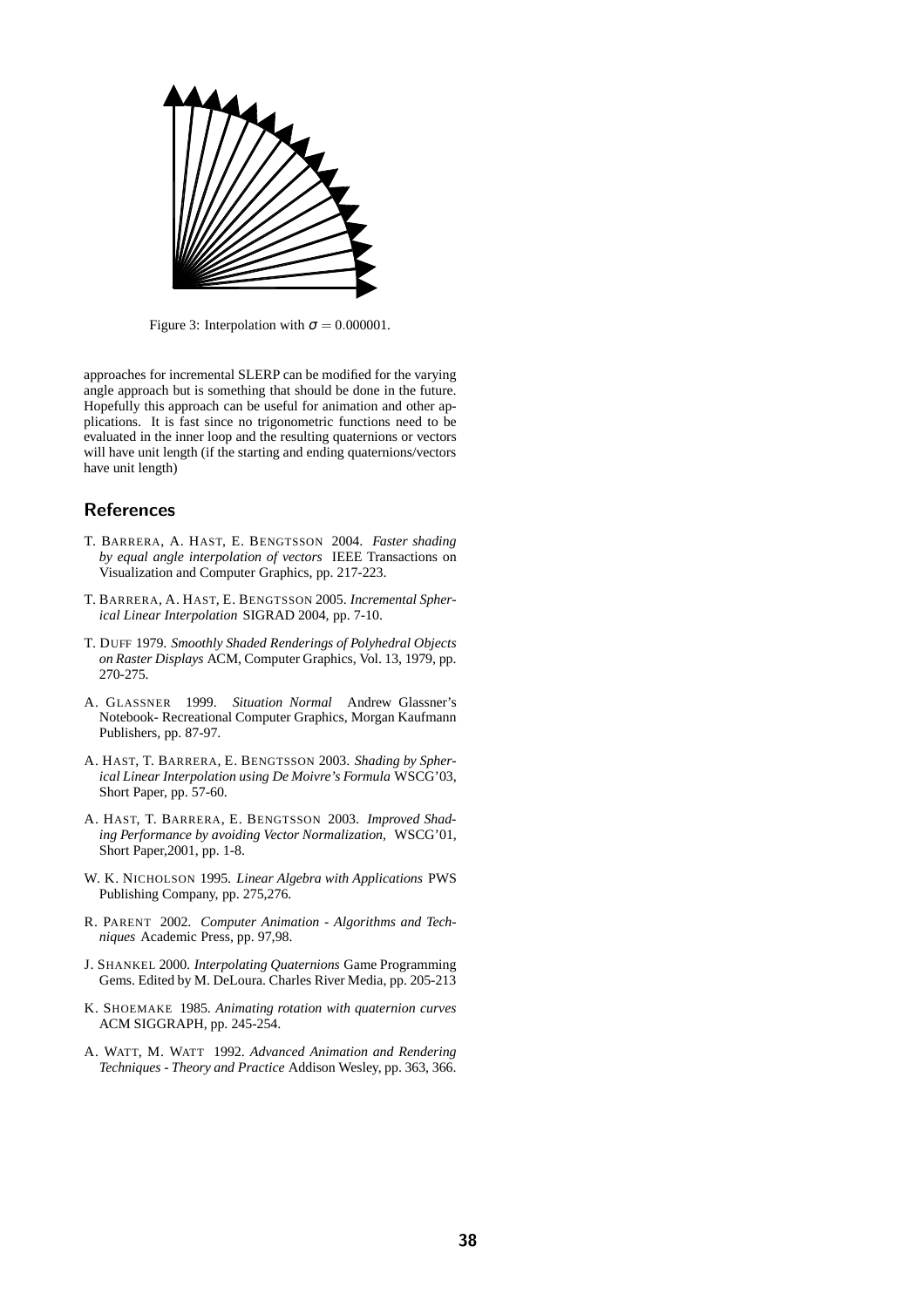Figure 3: Interpolation with $\sigma = 0.000001$.

approaches for incremental SLERP can be modified for the varying angle approach but is something that should be done in the future. Hopefully this approach can be useful for animation and other applications. It is fast since no trigonometric functions need to be evaluated in the inner loop and the resulting quaternions or vectors will have unit length (if the starting and ending quaternions/vectors have unit length)

## References

T. BARRERA, A. HAST, E. BENGTSSON 2004. *Faster shading by equal angle interpolation of vectors* IEEE Transactions on Visualization and Computer Graphics, pp. 217-223.

T. BARRERA, A. HAST, E. BENGTSSON 2005. *Incremental Spherical Linear Interpolation* SIGRAD 2004, pp. 7-10.

T. DUFF 1979. *Smoothly Shaded Renderings of Polyhedral Objects on Raster Displays* ACM, Computer Graphics, Vol. 13, 1979, pp. 270-275.

A. GLASSNER 1999. *Situation Normal* Andrew Glassner's Notebook- Recreational Computer Graphics, Morgan Kaufmann Publishers, pp. 87-97.

A. HAST, T. BARRERA, E. BENGTSSON 2003. *Shading by Spherical Linear Interpolation using De Moivre's Formula* WSCG'03, Short Paper, pp. 57-60.

A. HAST, T. BARRERA, E. BENGTSSON 2003. *Improved Shading Performance by avoiding Vector Normalization,* WSCG'01, Short Paper,2001, pp. 1-8.

W. K. NICHOLSON 1995. *Linear Algebra with Applications* PWS Publishing Company, pp. 275,276.

R. PARENT 2002. *Computer Animation - Algorithms and Techniques* Academic Press, pp. 97,98.

J. SHANKEL 2000. *Interpolating Quaternions* Game Programming Gems. Edited by M. DeLoura. Charles River Media, pp. 205-213

K. SHOEMAKE 1985. *Animating rotation with quaternion curves* ACM SIGGRAPH, pp. 245-254.

A. WATT, M. WATT 1992. *Advanced Animation and Rendering Techniques - Theory and Practice* Addison Wesley, pp. 363, 366.